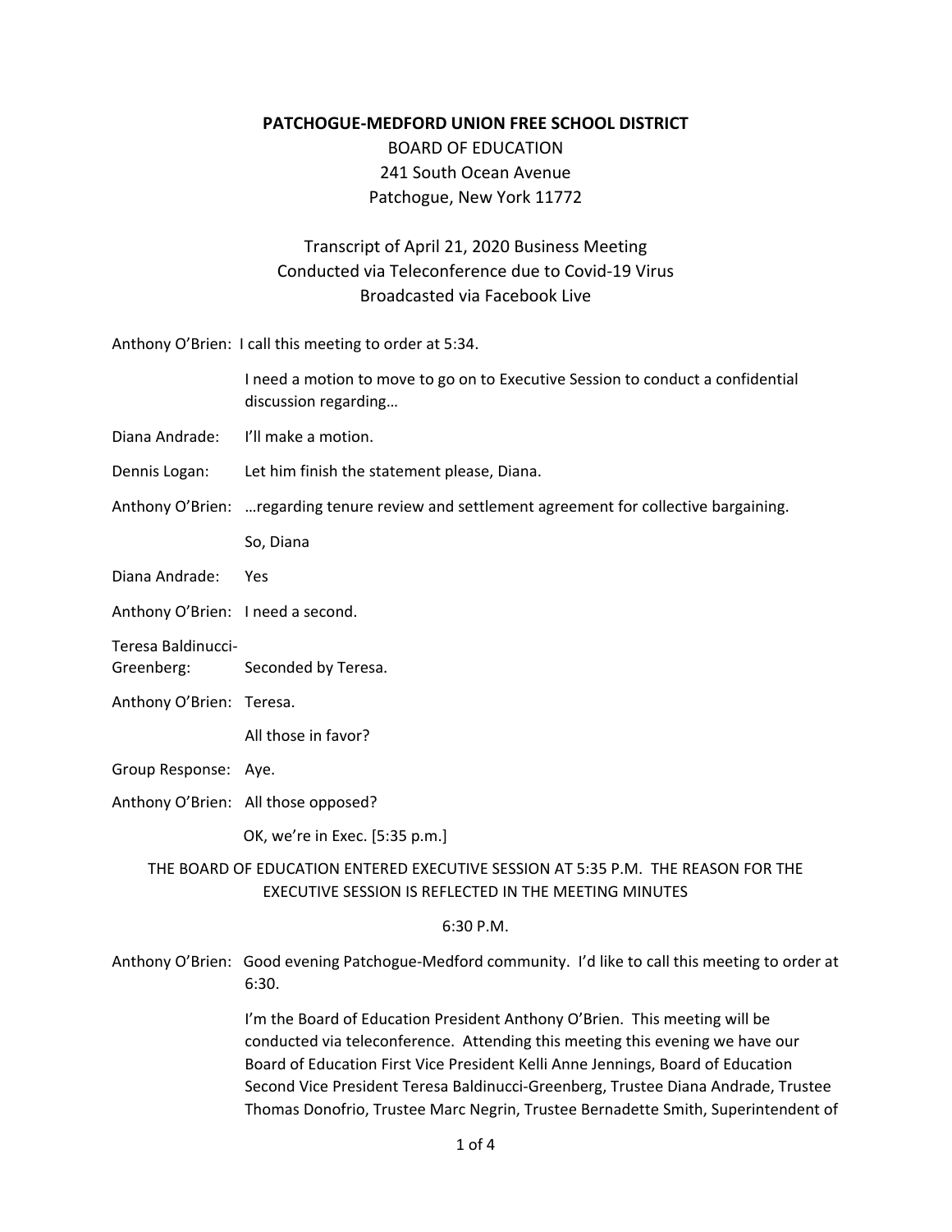**PATCHOGUE-MEDFORD UNION FREE SCHOOL DISTRICT**

BOARD OF EDUCATION
241 South Ocean Avenue
Patchogue, New York 11772

Transcript of April 21, 2020 Business Meeting
Conducted via Teleconference due to Covid-19 Virus
Broadcasted via Facebook Live

Anthony O'Brien: I call this meeting to order at 5:34.

I need a motion to move to go on to Executive Session to conduct a confidential discussion regarding…

Diana Andrade: I'll make a motion.

Dennis Logan: Let him finish the statement please, Diana.

Anthony O'Brien: …regarding tenure review and settlement agreement for collective bargaining.

So, Diana

Diana Andrade: Yes

Anthony O'Brien: I need a second.

Teresa Baldinucci-Greenberg: Seconded by Teresa.

Anthony O'Brien: Teresa.

All those in favor?

Group Response: Aye.

Anthony O'Brien: All those opposed?

OK, we're in Exec. [5:35 p.m.]

THE BOARD OF EDUCATION ENTERED EXECUTIVE SESSION AT 5:35 P.M. THE REASON FOR THE EXECUTIVE SESSION IS REFLECTED IN THE MEETING MINUTES

6:30 P.M.

Anthony O'Brien: Good evening Patchogue-Medford community. I'd like to call this meeting to order at 6:30.

I'm the Board of Education President Anthony O'Brien. This meeting will be conducted via teleconference. Attending this meeting this evening we have our Board of Education First Vice President Kelli Anne Jennings, Board of Education Second Vice President Teresa Baldinucci-Greenberg, Trustee Diana Andrade, Trustee Thomas Donofrio, Trustee Marc Negrin, Trustee Bernadette Smith, Superintendent of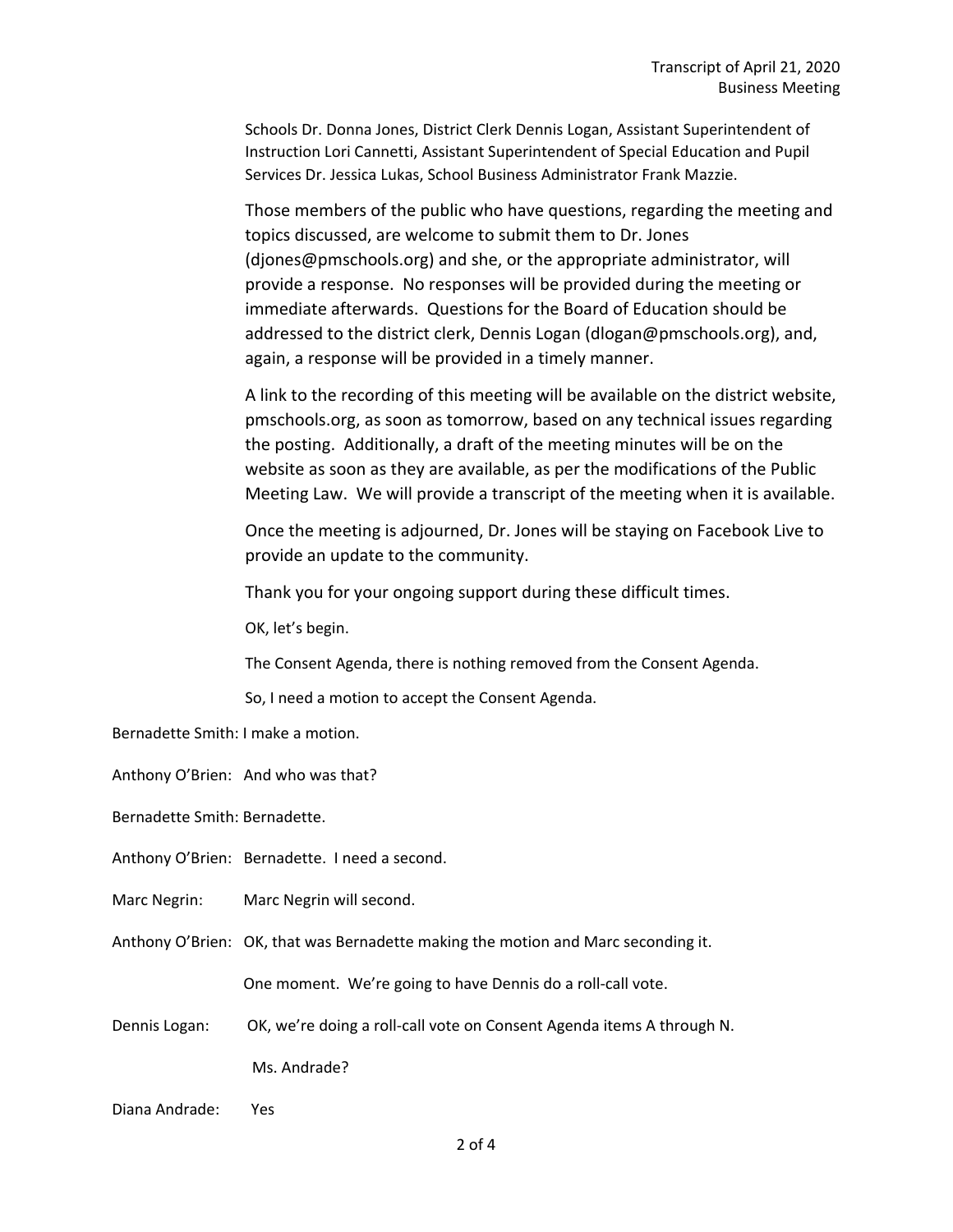Schools Dr. Donna Jones, District Clerk Dennis Logan, Assistant Superintendent of Instruction Lori Cannetti, Assistant Superintendent of Special Education and Pupil Services Dr. Jessica Lukas, School Business Administrator Frank Mazzie.

Those members of the public who have questions, regarding the meeting and topics discussed, are welcome to submit them to Dr. Jones (djones@pmschools.org) and she, or the appropriate administrator, will provide a response. No responses will be provided during the meeting or immediate afterwards. Questions for the Board of Education should be addressed to the district clerk, Dennis Logan (dlogan@pmschools.org), and, again, a response will be provided in a timely manner.

A link to the recording of this meeting will be available on the district website, pmschools.org, as soon as tomorrow, based on any technical issues regarding the posting. Additionally, a draft of the meeting minutes will be on the website as soon as they are available, as per the modifications of the Public Meeting Law. We will provide a transcript of the meeting when it is available.

Once the meeting is adjourned, Dr. Jones will be staying on Facebook Live to provide an update to the community.

Thank you for your ongoing support during these difficult times.

OK, let's begin.

The Consent Agenda, there is nothing removed from the Consent Agenda.

So, I need a motion to accept the Consent Agenda.

Bernadette Smith: I make a motion.

Anthony O'Brien: And who was that?

Bernadette Smith: Bernadette.

Anthony O'Brien: Bernadette. I need a second.

Marc Negrin: Marc Negrin will second.

Anthony O'Brien: OK, that was Bernadette making the motion and Marc seconding it.

One moment. We're going to have Dennis do a roll-call vote.

Dennis Logan: OK, we're doing a roll-call vote on Consent Agenda items A through N.

Ms. Andrade?

Diana Andrade: Yes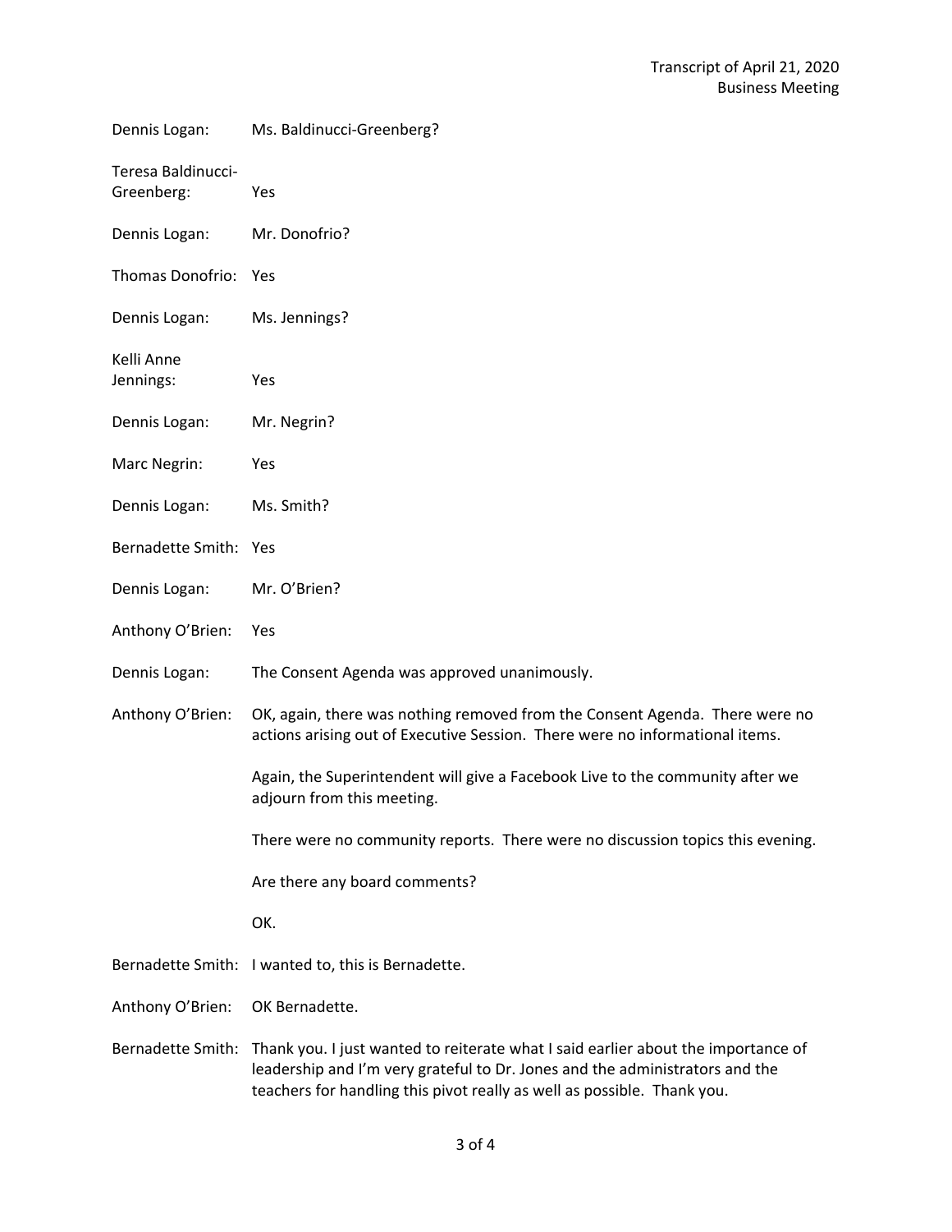Dennis Logan: Ms. Baldinucci-Greenberg?

Teresa Baldinucci-Greenberg: Yes

Dennis Logan: Mr. Donofrio?

Thomas Donofrio: Yes

Dennis Logan: Ms. Jennings?

Kelli Anne Jennings: Yes

Dennis Logan: Mr. Negrin?

Marc Negrin: Yes

Dennis Logan: Ms. Smith?

Bernadette Smith: Yes

Dennis Logan: Mr. O'Brien?

Anthony O'Brien: Yes

Dennis Logan: The Consent Agenda was approved unanimously.

Anthony O'Brien: OK, again, there was nothing removed from the Consent Agenda. There were no actions arising out of Executive Session. There were no informational items.

Again, the Superintendent will give a Facebook Live to the community after we adjourn from this meeting.

There were no community reports. There were no discussion topics this evening.

Are there any board comments?

OK.

Bernadette Smith: I wanted to, this is Bernadette.

Anthony O'Brien: OK Bernadette.

Bernadette Smith: Thank you. I just wanted to reiterate what I said earlier about the importance of leadership and I'm very grateful to Dr. Jones and the administrators and the teachers for handling this pivot really as well as possible. Thank you.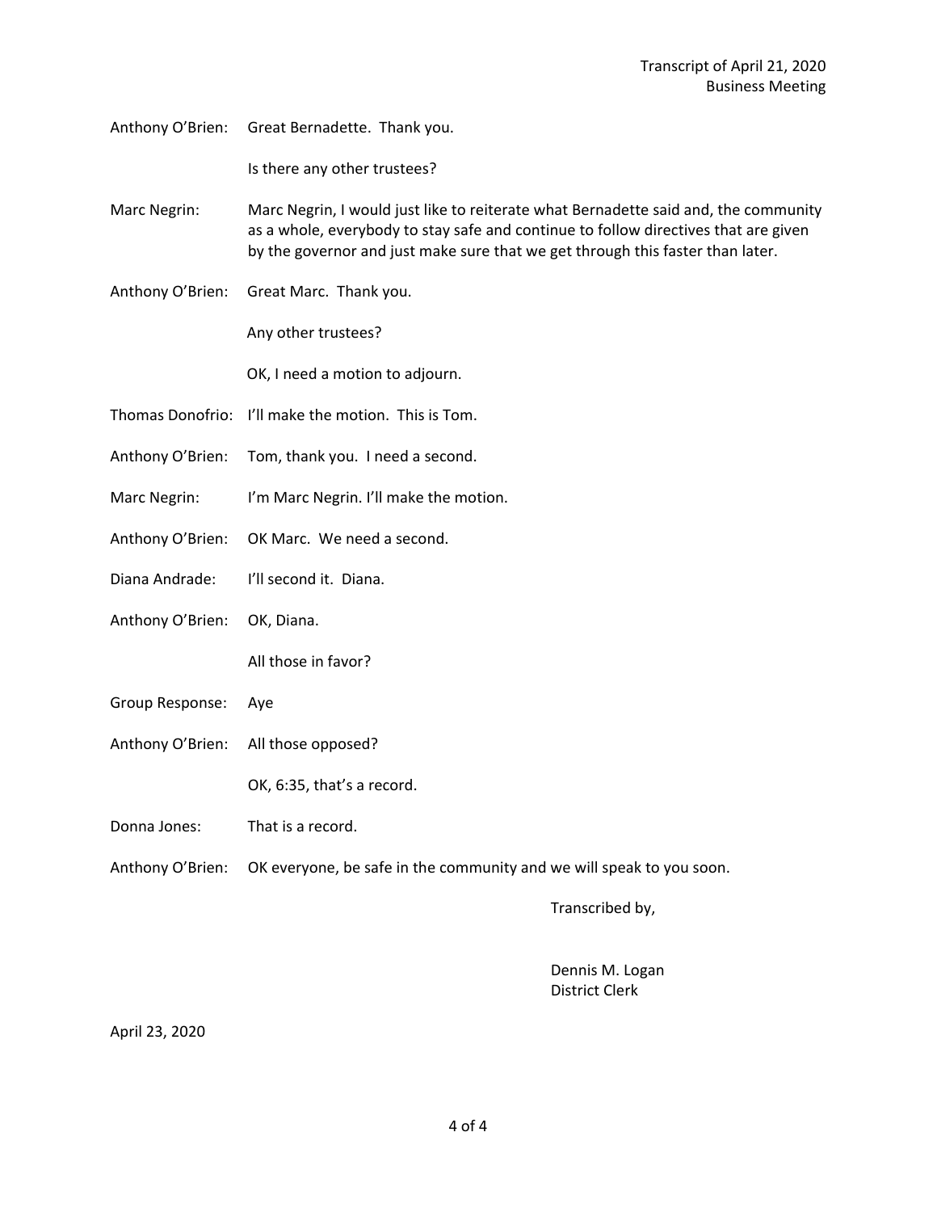Anthony O'Brien: Great Bernadette. Thank you.

Is there any other trustees?

Marc Negrin: Marc Negrin, I would just like to reiterate what Bernadette said and, the community as a whole, everybody to stay safe and continue to follow directives that are given by the governor and just make sure that we get through this faster than later.

Anthony O'Brien: Great Marc. Thank you.

Any other trustees?

OK, I need a motion to adjourn.

Thomas Donofrio: I'll make the motion. This is Tom.

Anthony O'Brien: Tom, thank you. I need a second.

Marc Negrin: I'm Marc Negrin. I'll make the motion.

Anthony O'Brien: OK Marc. We need a second.

Diana Andrade: I'll second it. Diana.

Anthony O'Brien: OK, Diana.

All those in favor?

Group Response: Aye

Anthony O'Brien: All those opposed?

OK, 6:35, that's a record.

Donna Jones: That is a record.

Anthony O'Brien: OK everyone, be safe in the community and we will speak to you soon.

Transcribed by,

Dennis M. Logan
District Clerk

April 23, 2020